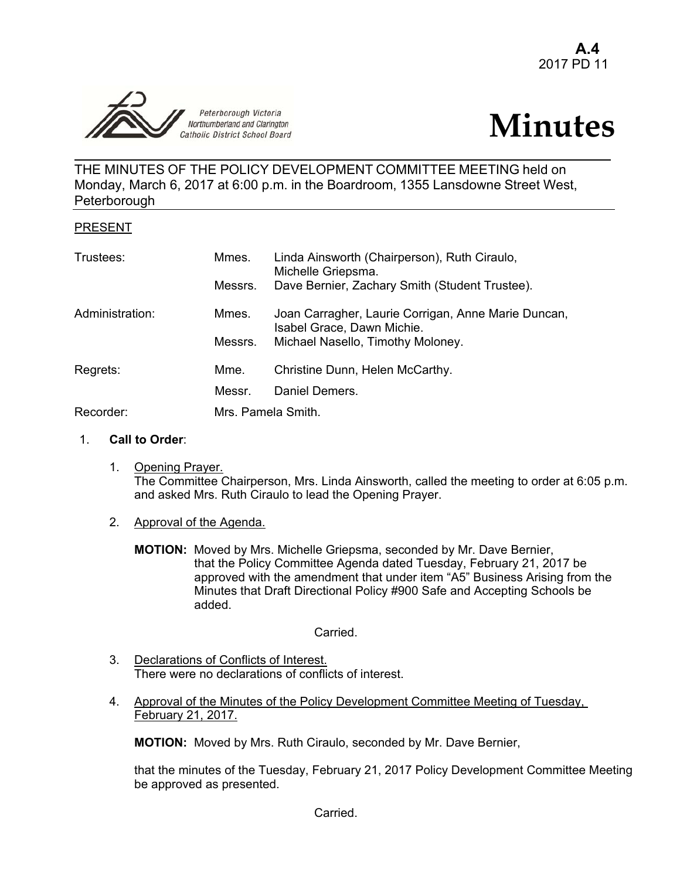**A.4**
2017 PD 11

Peterborough Victoria Northumberland and Clarington Catholic District School Board

# Minutes

THE MINUTES OF THE POLICY DEVELOPMENT COMMITTEE MEETING held on Monday, March 6, 2017 at 6:00 p.m. in the Boardroom, 1355 Lansdowne Street West, Peterborough

PRESENT

| | | |
|---|---|---|
| Trustees: | Mmes. | Linda Ainsworth (Chairperson), Ruth Ciraulo, Michelle Griepsma. |
| | Messrs. | Dave Bernier, Zachary Smith (Student Trustee). |
| Administration: | Mmes. | Joan Carragher, Laurie Corrigan, Anne Marie Duncan, Isabel Grace, Dawn Michie. |
| | Messrs. | Michael Nasello, Timothy Moloney. |
| Regrets: | Mme. | Christine Dunn, Helen McCarthy. |
| | Messr. | Daniel Demers. |
| Recorder: | Mrs. Pamela Smith. | |

1. **Call to Order**:

   1. Opening Prayer.
      The Committee Chairperson, Mrs. Linda Ainsworth, called the meeting to order at 6:05 p.m. and asked Mrs. Ruth Ciraulo to lead the Opening Prayer.

   2. Approval of the Agenda.

      **MOTION:** Moved by Mrs. Michelle Griepsma, seconded by Mr. Dave Bernier, that the Policy Committee Agenda dated Tuesday, February 21, 2017 be approved with the amendment that under item "A5" Business Arising from the Minutes that Draft Directional Policy #900 Safe and Accepting Schools be added.

      Carried.

   3. Declarations of Conflicts of Interest.
      There were no declarations of conflicts of interest.

   4. Approval of the Minutes of the Policy Development Committee Meeting of Tuesday, February 21, 2017.

      **MOTION:** Moved by Mrs. Ruth Ciraulo, seconded by Mr. Dave Bernier,

      that the minutes of the Tuesday, February 21, 2017 Policy Development Committee Meeting be approved as presented.

      Carried.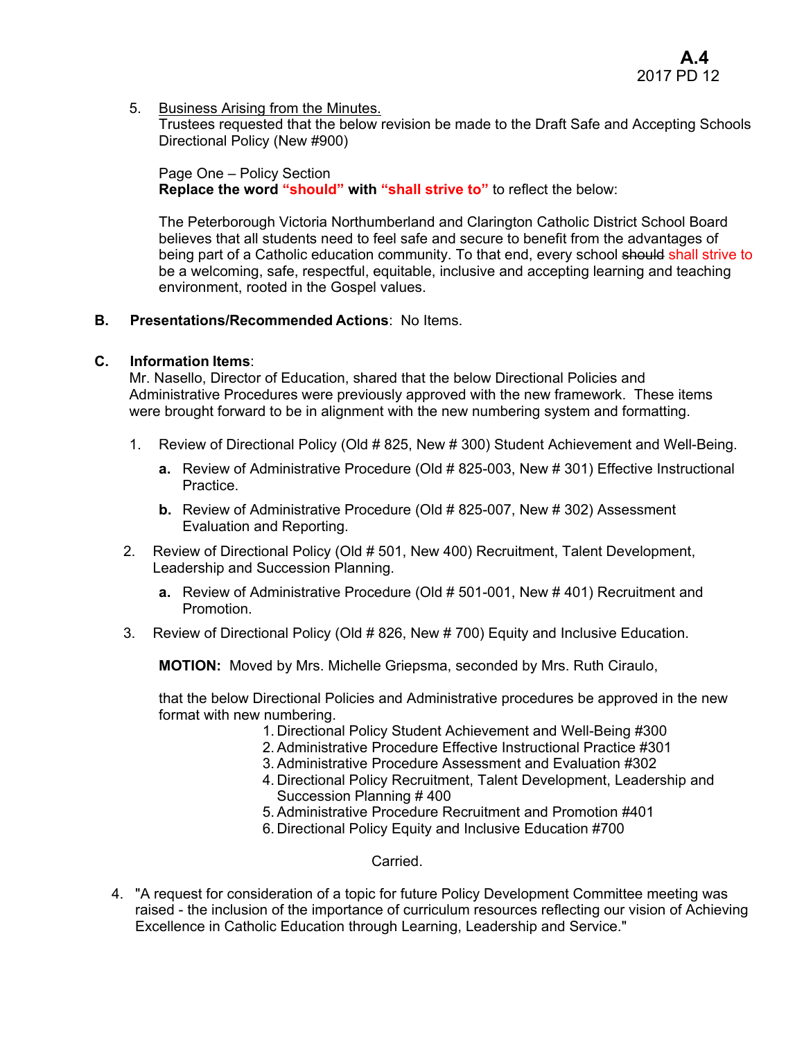5. Business Arising from the Minutes.
   Trustees requested that the below revision be made to the Draft Safe and Accepting Schools Directional Policy (New #900)

   Page One – Policy Section
   **Replace the word "should" with "shall strive to"** to reflect the below:

   The Peterborough Victoria Northumberland and Clarington Catholic District School Board believes that all students need to feel safe and secure to benefit from the advantages of being part of a Catholic education community. To that end, every school ~~should~~ shall strive to be a welcoming, safe, respectful, equitable, inclusive and accepting learning and teaching environment, rooted in the Gospel values.

**B. Presentations/Recommended Actions**: No Items.

**C. Information Items**:
Mr. Nasello, Director of Education, shared that the below Directional Policies and Administrative Procedures were previously approved with the new framework. These items were brought forward to be in alignment with the new numbering system and formatting.

1. Review of Directional Policy (Old # 825, New # 300) Student Achievement and Well-Being.
   - **a.** Review of Administrative Procedure (Old # 825-003, New # 301) Effective Instructional Practice.
   - **b.** Review of Administrative Procedure (Old # 825-007, New # 302) Assessment Evaluation and Reporting.
2. Review of Directional Policy (Old # 501, New 400) Recruitment, Talent Development, Leadership and Succession Planning.
   - **a.** Review of Administrative Procedure (Old # 501-001, New # 401) Recruitment and Promotion.
3. Review of Directional Policy (Old # 826, New # 700) Equity and Inclusive Education.

   **MOTION:** Moved by Mrs. Michelle Griepsma, seconded by Mrs. Ruth Ciraulo,

   that the below Directional Policies and Administrative procedures be approved in the new format with new numbering.
   1. Directional Policy Student Achievement and Well-Being #300
   2. Administrative Procedure Effective Instructional Practice #301
   3. Administrative Procedure Assessment and Evaluation #302
   4. Directional Policy Recruitment, Talent Development, Leadership and Succession Planning # 400
   5. Administrative Procedure Recruitment and Promotion #401
   6. Directional Policy Equity and Inclusive Education #700

   Carried.

4. "A request for consideration of a topic for future Policy Development Committee meeting was raised - the inclusion of the importance of curriculum resources reflecting our vision of Achieving Excellence in Catholic Education through Learning, Leadership and Service."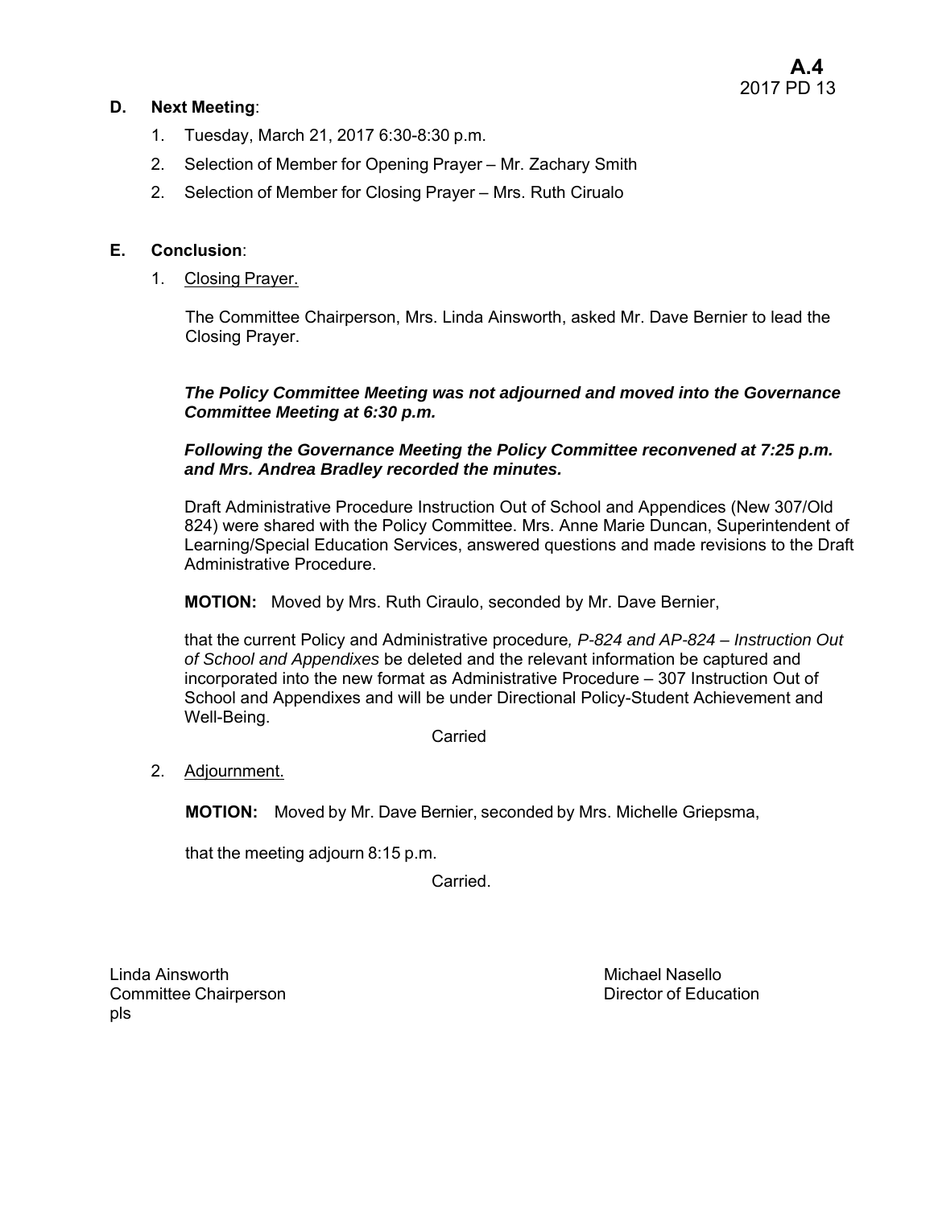**A.4**
2017 PD 13

**D. Next Meeting**:

1. Tuesday, March 21, 2017 6:30-8:30 p.m.
2. Selection of Member for Opening Prayer – Mr. Zachary Smith
2. Selection of Member for Closing Prayer – Mrs. Ruth Cirualo

**E. Conclusion**:

1. Closing Prayer.

   The Committee Chairperson, Mrs. Linda Ainsworth, asked Mr. Dave Bernier to lead the Closing Prayer.

   ***The Policy Committee Meeting was not adjourned and moved into the Governance Committee Meeting at 6:30 p.m.***

   ***Following the Governance Meeting the Policy Committee reconvened at 7:25 p.m. and Mrs. Andrea Bradley recorded the minutes.***

   Draft Administrative Procedure Instruction Out of School and Appendices (New 307/Old 824) were shared with the Policy Committee. Mrs. Anne Marie Duncan, Superintendent of Learning/Special Education Services, answered questions and made revisions to the Draft Administrative Procedure.

   **MOTION:** Moved by Mrs. Ruth Ciraulo, seconded by Mr. Dave Bernier,

   that the current Policy and Administrative procedure*, P-824 and AP-824 – Instruction Out of School and Appendixes* be deleted and the relevant information be captured and incorporated into the new format as Administrative Procedure – 307 Instruction Out of School and Appendixes and will be under Directional Policy-Student Achievement and Well-Being.

   Carried

2. Adjournment.

   **MOTION:** Moved by Mr. Dave Bernier, seconded by Mrs. Michelle Griepsma,

   that the meeting adjourn 8:15 p.m.

   Carried.

Linda Ainsworth
Committee Chairperson
pls

Michael Nasello
Director of Education